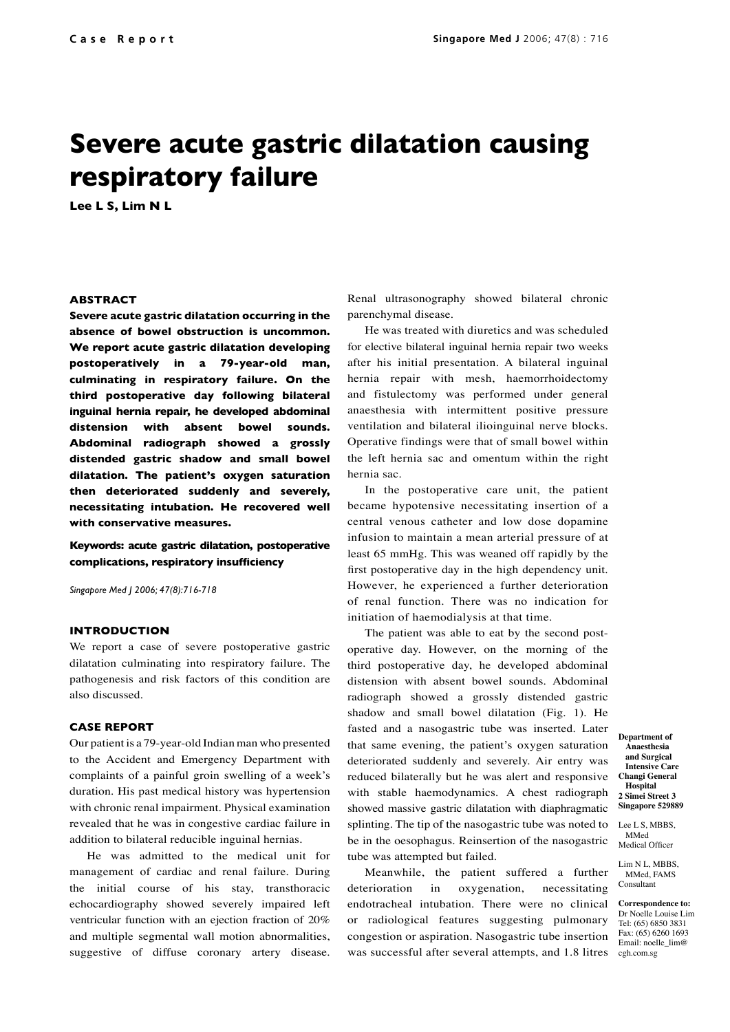Case Report

# Severe acute gastric dilatation causing respiratory failure

**Lee L S, Lim N L**

### ABSTRACT

**Severe acute gastric dilatation occurring in the absence of bowel obstruction is uncommon. We report acute gastric dilatation developing postoperatively in a 79-year-old man, culminating in respiratory failure. On the third postoperative day following bilateral inguinal hernia repair, he developed abdominal distension with absent bowel sounds. Abdominal radiograph showed a grossly distended gastric shadow and small bowel dilatation. The patient's oxygen saturation then deteriorated suddenly and severely, necessitating intubation. He recovered well with conservative measures.**

**Keywords: acute gastric dilatation, postoperative complications, respiratory insufficiency**

*Singapore Med J 2006; 47(8):716-718*

### INTRODUCTION

We report a case of severe postoperative gastric dilatation culminating into respiratory failure. The pathogenesis and risk factors of this condition are also discussed.

### CASE REPORT

Our patient is a 79-year-old Indian man who presented to the Accident and Emergency Department with complaints of a painful groin swelling of a week's duration. His past medical history was hypertension with chronic renal impairment. Physical examination revealed that he was in congestive cardiac failure in addition to bilateral reducible inguinal hernias.

He was admitted to the medical unit for management of cardiac and renal failure. During the initial course of his stay, transthoracic echocardiography showed severely impaired left ventricular function with an ejection fraction of 20% and multiple segmental wall motion abnormalities, suggestive of diffuse coronary artery disease. Renal ultrasonography showed bilateral chronic parenchymal disease.

He was treated with diuretics and was scheduled for elective bilateral inguinal hernia repair two weeks after his initial presentation. A bilateral inguinal hernia repair with mesh, haemorrhoidectomy and fistulectomy was performed under general anaesthesia with intermittent positive pressure ventilation and bilateral ilioinguinal nerve blocks. Operative findings were that of small bowel within the left hernia sac and omentum within the right hernia sac.

In the postoperative care unit, the patient became hypotensive necessitating insertion of a central venous catheter and low dose dopamine infusion to maintain a mean arterial pressure of at least 65 mmHg. This was weaned off rapidly by the first postoperative day in the high dependency unit. However, he experienced a further deterioration of renal function. There was no indication for initiation of haemodialysis at that time.

The patient was able to eat by the second postoperative day. However, on the morning of the third postoperative day, he developed abdominal distension with absent bowel sounds. Abdominal radiograph showed a grossly distended gastric shadow and small bowel dilatation (Fig. 1). He fasted and a nasogastric tube was inserted. Later that same evening, the patient's oxygen saturation deteriorated suddenly and severely. Air entry was reduced bilaterally but he was alert and responsive with stable haemodynamics. A chest radiograph showed massive gastric dilatation with diaphragmatic splinting. The tip of the nasogastric tube was noted to be in the oesophagus. Reinsertion of the nasogastric tube was attempted but failed.

Meanwhile, the patient suffered a further deterioration in oxygenation, necessitating endotracheal intubation. There were no clinical or radiological features suggesting pulmonary congestion or aspiration. Nasogastric tube insertion was successful after several attempts, and 1.8 litres

Department of Anaesthesia and Surgical Intensive Care
Changi General Hospital
2 Simei Street 3
Singapore 529889

Lee L S, MBBS, MMed
Medical Officer

Lim N L, MBBS, MMed, FAMS
Consultant

**Correspondence to:**
Dr Noelle Louise Lim
Tel: (65) 6850 3831
Fax: (65) 6260 1693
Email: noelle_lim@cgh.com.sg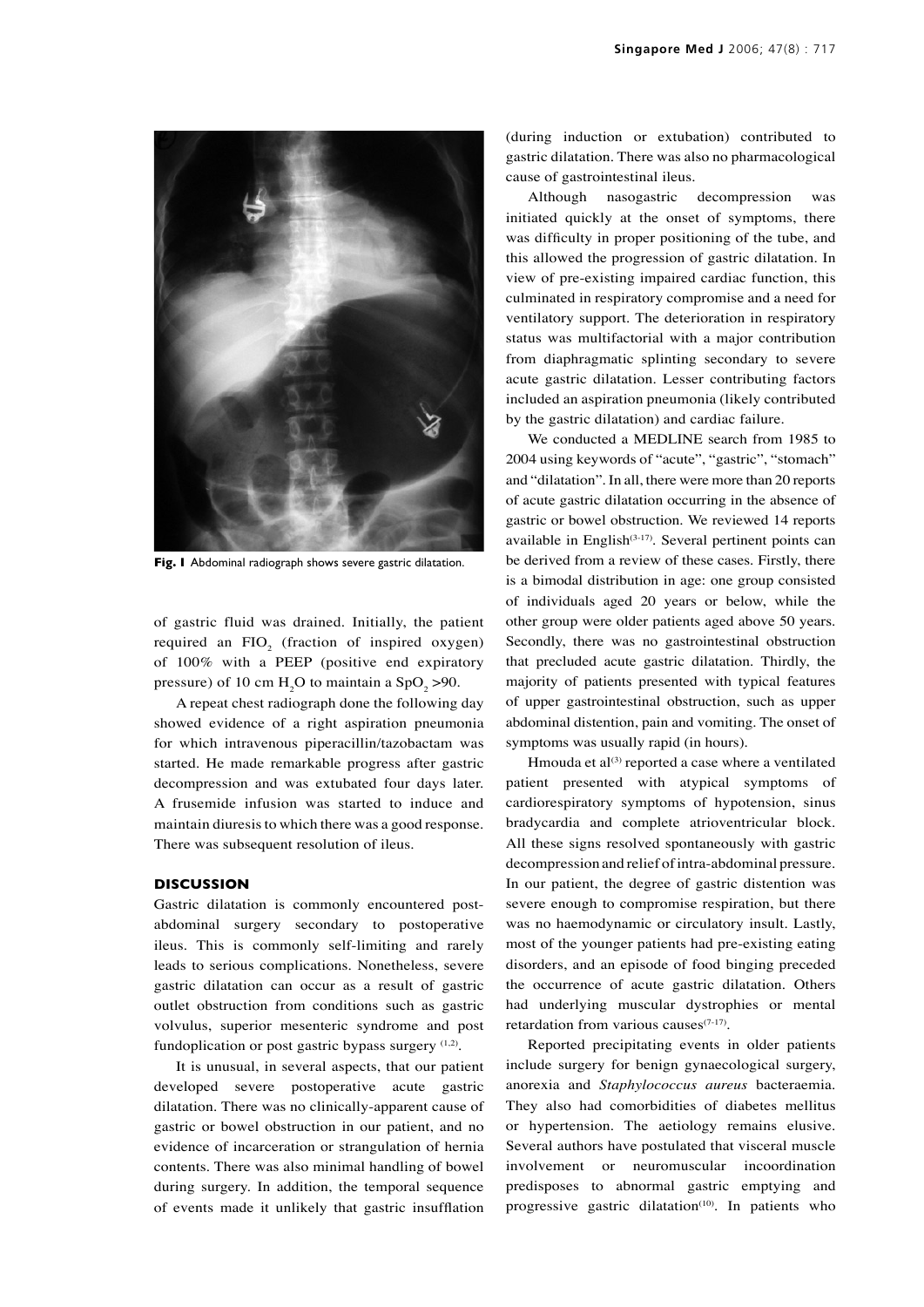Fig. 1 Abdominal radiograph shows severe gastric dilatation.

of gastric fluid was drained. Initially, the patient required an $FIO_2$ (fraction of inspired oxygen) of 100% with a PEEP (positive end expiratory pressure) of 10 cm $H_2O$ to maintain a $SpO_2$ >90.

A repeat chest radiograph done the following day showed evidence of a right aspiration pneumonia for which intravenous piperacillin/tazobactam was started. He made remarkable progress after gastric decompression and was extubated four days later. A frusemide infusion was started to induce and maintain diuresis to which there was a good response. There was subsequent resolution of ileus.

## DISCUSSION

Gastric dilatation is commonly encountered post-abdominal surgery secondary to postoperative ileus. This is commonly self-limiting and rarely leads to serious complications. Nonetheless, severe gastric dilatation can occur as a result of gastric outlet obstruction from conditions such as gastric volvulus, superior mesenteric syndrome and post fundoplication or post gastric bypass surgery [1,2].

It is unusual, in several aspects, that our patient developed severe postoperative acute gastric dilatation. There was no clinically-apparent cause of gastric or bowel obstruction in our patient, and no evidence of incarceration or strangulation of hernia contents. There was also minimal handling of bowel during surgery. In addition, the temporal sequence of events made it unlikely that gastric insufflation (during induction or extubation) contributed to gastric dilatation. There was also no pharmacological cause of gastrointestinal ileus.

Although nasogastric decompression was initiated quickly at the onset of symptoms, there was difficulty in proper positioning of the tube, and this allowed the progression of gastric dilatation. In view of pre-existing impaired cardiac function, this culminated in respiratory compromise and a need for ventilatory support. The deterioration in respiratory status was multifactorial with a major contribution from diaphragmatic splinting secondary to severe acute gastric dilatation. Lesser contributing factors included an aspiration pneumonia (likely contributed by the gastric dilatation) and cardiac failure.

We conducted a MEDLINE search from 1985 to 2004 using keywords of "acute", "gastric", "stomach" and "dilatation". In all, there were more than 20 reports of acute gastric dilatation occurring in the absence of gastric or bowel obstruction. We reviewed 14 reports available in English[3-17]. Several pertinent points can be derived from a review of these cases. Firstly, there is a bimodal distribution in age: one group consisted of individuals aged 20 years or below, while the other group were older patients aged above 50 years. Secondly, there was no gastrointestinal obstruction that precluded acute gastric dilatation. Thirdly, the majority of patients presented with typical features of upper gastrointestinal obstruction, such as upper abdominal distention, pain and vomiting. The onset of symptoms was usually rapid (in hours).

Hmouda et al[3] reported a case where a ventilated patient presented with atypical symptoms of cardiorespiratory symptoms of hypotension, sinus bradycardia and complete atrioventricular block. All these signs resolved spontaneously with gastric decompression and relief of intra-abdominal pressure. In our patient, the degree of gastric distention was severe enough to compromise respiration, but there was no haemodynamic or circulatory insult. Lastly, most of the younger patients had pre-existing eating disorders, and an episode of food binging preceded the occurrence of acute gastric dilatation. Others had underlying muscular dystrophies or mental retardation from various causes[7-17].

Reported precipitating events in older patients include surgery for benign gynaecological surgery, anorexia and *Staphylococcus aureus* bacteraemia. They also had comorbidities of diabetes mellitus or hypertension. The aetiology remains elusive. Several authors have postulated that visceral muscle involvement or neuromuscular incoordination predisposes to abnormal gastric emptying and progressive gastric dilatation[10]. In patients who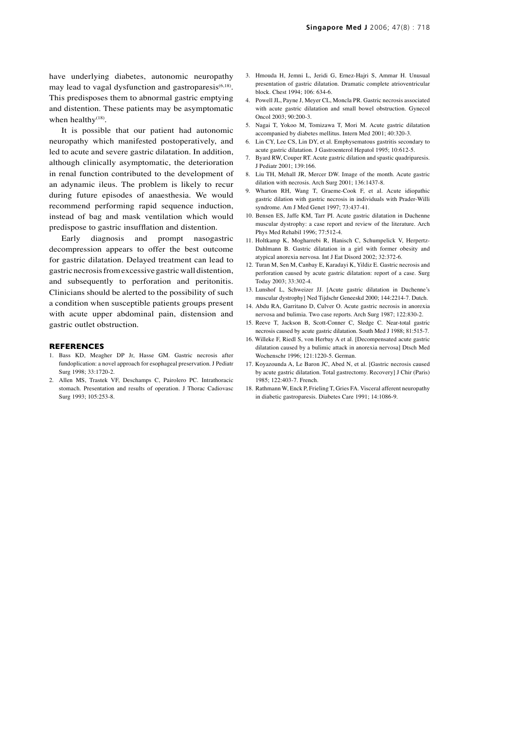have underlying diabetes, autonomic neuropathy may lead to vagal dysfunction and gastroparesis[6,18]. This predisposes them to abnormal gastric emptying and distention. These patients may be asymptomatic when healthy[18].

It is possible that our patient had autonomic neuropathy which manifested postoperatively, and led to acute and severe gastric dilatation. In addition, although clinically asymptomatic, the deterioration in renal function contributed to the development of an adynamic ileus. The problem is likely to recur during future episodes of anaesthesia. We would recommend performing rapid sequence induction, instead of bag and mask ventilation which would predispose to gastric insufflation and distention.

Early diagnosis and prompt nasogastric decompression appears to offer the best outcome for gastric dilatation. Delayed treatment can lead to gastric necrosis from excessive gastric wall distention, and subsequently to perforation and peritonitis. Clinicians should be alerted to the possibility of such a condition when susceptible patients groups present with acute upper abdominal pain, distension and gastric outlet obstruction.

## REFERENCES

1. Bass KD, Meagher DP Jr, Hasse GM. Gastric necrosis after fundoplication: a novel approach for esophageal preservation. J Pediatr Surg 1998; 33:1720-2.
2. Allen MS, Trastek VF, Deschamps C, Pairolero PC. Intrathoracic stomach. Presentation and results of operation. J Thorac Cadiovasc Surg 1993; 105:253-8.
3. Hmouda H, Jemni L, Jeridi G, Ernez-Hajri S, Ammar H. Unusual presentation of gastric dilatation. Dramatic complete atrioventricular block. Chest 1994; 106: 634-6.
4. Powell JL, Payne J, Meyer CL, Moncla PR. Gastric necrosis associated with acute gastric dilatation and small bowel obstruction. Gynecol Oncol 2003; 90:200-3.
5. Nagai T, Yokoo M, Tomizawa T, Mori M. Acute gastric dilatation accompanied by diabetes mellitus. Intern Med 2001; 40:320-3.
6. Lin CY, Lee CS, Lin DY, et al. Emphysematous gastritis secondary to acute gastric dilatation. J Gastroenterol Hepatol 1995; 10:612-5.
7. Byard RW, Couper RT. Acute gastric dilation and spastic quadriparesis. J Pediatr 2001; 139:166.
8. Liu TH, Mehall JR, Mercer DW. Image of the month. Acute gastric dilation with necrosis. Arch Surg 2001; 136:1437-8.
9. Wharton RH, Wang T, Graeme-Cook F, et al. Acute idiopathic gastric dilation with gastric necrosis in individuals with Prader-Willi syndrome. Am J Med Genet 1997; 73:437-41.
10. Bensen ES, Jaffe KM, Tarr PI. Acute gastric dilatation in Duchenne muscular dystrophy: a case report and review of the literature. Arch Phys Med Rehabil 1996; 77:512-4.
11. Holtkamp K, Mogharrebi R, Hanisch C, Schumpelick V, Herpertz-Dahlmann B. Gastric dilatation in a girl with former obesity and atypical anorexia nervosa. Int J Eat Disord 2002; 32:372-6.
12. Turan M, Sen M, Canbay E, Karadayi K, Yildiz E. Gastric necrosis and perforation caused by acute gastric dilatation: report of a case. Surg Today 2003; 33:302-4.
13. Lunshof L, Schweizer JJ. [Acute gastric dilatation in Duchenne's muscular dystrophy] Ned Tijdschr Geneeskd 2000; 144:2214-7. Dutch.
14. Abdu RA, Garritano D, Culver O. Acute gastric necrosis in anorexia nervosa and bulimia. Two case reports. Arch Surg 1987; 122:830-2.
15. Reeve T, Jackson B, Scott-Conner C, Sledge C. Near-total gastric necrosis caused by acute gastric dilatation. South Med J 1988; 81:515-7.
16. Willeke F, Riedl S, von Herbay A et al. [Decompensated acute gastric dilatation caused by a bulimic attack in anorexia nervosa] Dtsch Med Wochenschr 1996; 121:1220-5. German.
17. Koyazounda A, Le Baron JC, Abed N, et al. [Gastric necrosis caused by acute gastric dilatation. Total gastrectomy. Recovery] J Chir (Paris) 1985; 122:403-7. French.
18. Rathmann W, Enck P, Frieling T, Gries FA. Visceral afferent neuropathy in diabetic gastroparesis. Diabetes Care 1991; 14:1086-9.